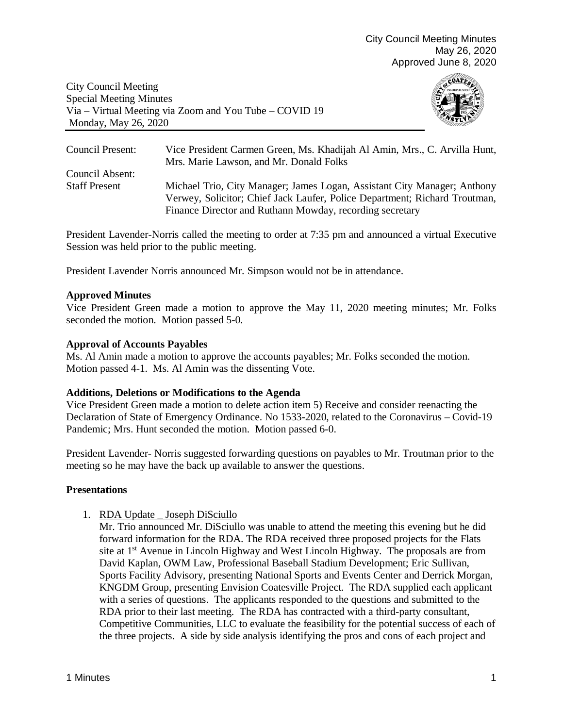City Council Meeting Minutes
May 26, 2020
Approved June 8, 2020

City Council Meeting
Special Meeting Minutes
Via – Virtual Meeting via Zoom and You Tube – COVID 19
Monday, May 26, 2020

| | |
|---|---|
| Council Present: | Vice President Carmen Green, Ms. Khadijah Al Amin, Mrs., C. Arvilla Hunt, Mrs. Marie Lawson, and Mr. Donald Folks |
| Council Absent: | |
| Staff Present | Michael Trio, City Manager; James Logan, Assistant City Manager; Anthony Verwey, Solicitor; Chief Jack Laufer, Police Department; Richard Troutman, Finance Director and Ruthann Mowday, recording secretary |

President Lavender-Norris called the meeting to order at 7:35 pm and announced a virtual Executive Session was held prior to the public meeting.

President Lavender Norris announced Mr. Simpson would not be in attendance.

**Approved Minutes**

Vice President Green made a motion to approve the May 11, 2020 meeting minutes; Mr. Folks seconded the motion. Motion passed 5-0.

**Approval of Accounts Payables**

Ms. Al Amin made a motion to approve the accounts payables; Mr. Folks seconded the motion. Motion passed 4-1. Ms. Al Amin was the dissenting Vote.

**Additions, Deletions or Modifications to the Agenda**

Vice President Green made a motion to delete action item 5) Receive and consider reenacting the Declaration of State of Emergency Ordinance. No 1533-2020, related to the Coronavirus – Covid-19 Pandemic; Mrs. Hunt seconded the motion. Motion passed 6-0.

President Lavender- Norris suggested forwarding questions on payables to Mr. Troutman prior to the meeting so he may have the back up available to answer the questions.

**Presentations**

1. RDA Update _ Joseph DiSciullo

   Mr. Trio announced Mr. DiSciullo was unable to attend the meeting this evening but he did forward information for the RDA. The RDA received three proposed projects for the Flats site at 1st Avenue in Lincoln Highway and West Lincoln Highway. The proposals are from David Kaplan, OWM Law, Professional Baseball Stadium Development; Eric Sullivan, Sports Facility Advisory, presenting National Sports and Events Center and Derrick Morgan, KNGDM Group, presenting Envision Coatesville Project. The RDA supplied each applicant with a series of questions. The applicants responded to the questions and submitted to the RDA prior to their last meeting. The RDA has contracted with a third-party consultant, Competitive Communities, LLC to evaluate the feasibility for the potential success of each of the three projects. A side by side analysis identifying the pros and cons of each project and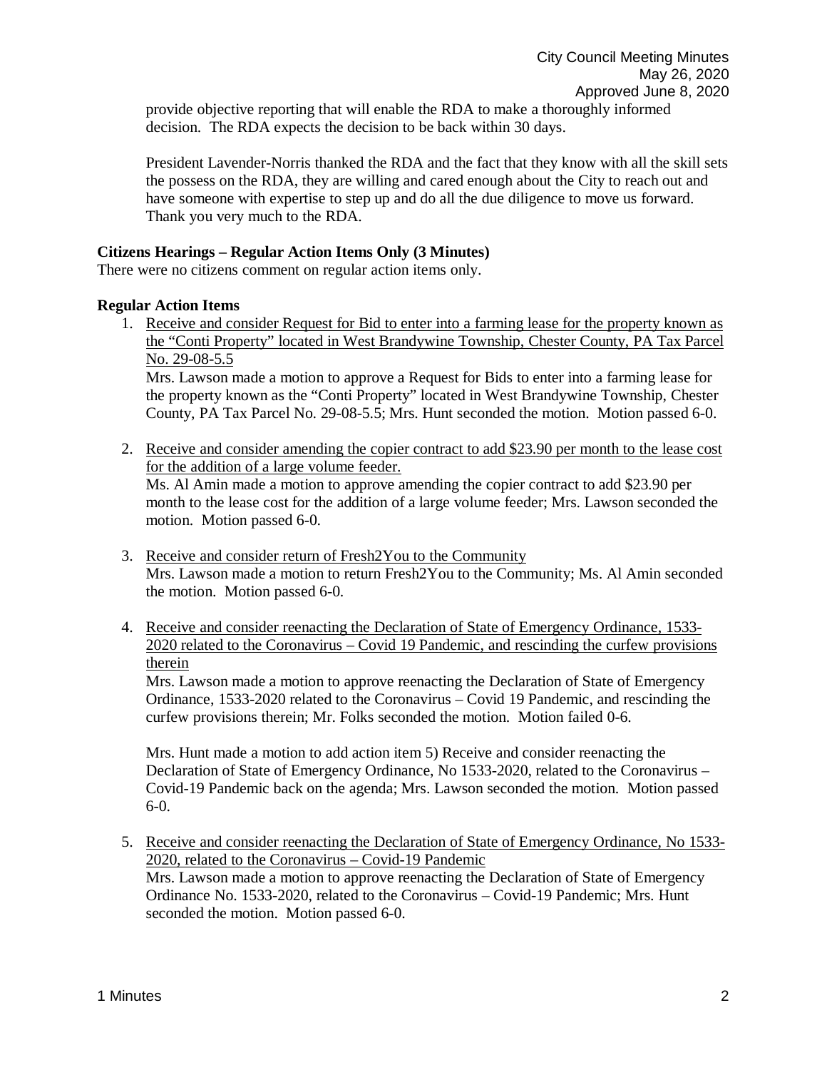provide objective reporting that will enable the RDA to make a thoroughly informed decision. The RDA expects the decision to be back within 30 days.

President Lavender-Norris thanked the RDA and the fact that they know with all the skill sets the possess on the RDA, they are willing and cared enough about the City to reach out and have someone with expertise to step up and do all the due diligence to move us forward. Thank you very much to the RDA.

**Citizens Hearings – Regular Action Items Only (3 Minutes)**

There were no citizens comment on regular action items only.

**Regular Action Items**

1. Receive and consider Request for Bid to enter into a farming lease for the property known as the "Conti Property" located in West Brandywine Township, Chester County, PA Tax Parcel No. 29-08-5.5

   Mrs. Lawson made a motion to approve a Request for Bids to enter into a farming lease for the property known as the "Conti Property" located in West Brandywine Township, Chester County, PA Tax Parcel No. 29-08-5.5; Mrs. Hunt seconded the motion. Motion passed 6-0.

2. Receive and consider amending the copier contract to add $23.90 per month to the lease cost for the addition of a large volume feeder.

   Ms. Al Amin made a motion to approve amending the copier contract to add $23.90 per month to the lease cost for the addition of a large volume feeder; Mrs. Lawson seconded the motion. Motion passed 6-0.

3. Receive and consider return of Fresh2You to the Community

   Mrs. Lawson made a motion to return Fresh2You to the Community; Ms. Al Amin seconded the motion. Motion passed 6-0.

4. Receive and consider reenacting the Declaration of State of Emergency Ordinance, 1533-2020 related to the Coronavirus – Covid 19 Pandemic, and rescinding the curfew provisions therein

   Mrs. Lawson made a motion to approve reenacting the Declaration of State of Emergency Ordinance, 1533-2020 related to the Coronavirus – Covid 19 Pandemic, and rescinding the curfew provisions therein; Mr. Folks seconded the motion. Motion failed 0-6.

   Mrs. Hunt made a motion to add action item 5) Receive and consider reenacting the Declaration of State of Emergency Ordinance, No 1533-2020, related to the Coronavirus – Covid-19 Pandemic back on the agenda; Mrs. Lawson seconded the motion. Motion passed 6-0.

5. Receive and consider reenacting the Declaration of State of Emergency Ordinance, No 1533-2020, related to the Coronavirus – Covid-19 Pandemic

   Mrs. Lawson made a motion to approve reenacting the Declaration of State of Emergency Ordinance No. 1533-2020, related to the Coronavirus – Covid-19 Pandemic; Mrs. Hunt seconded the motion. Motion passed 6-0.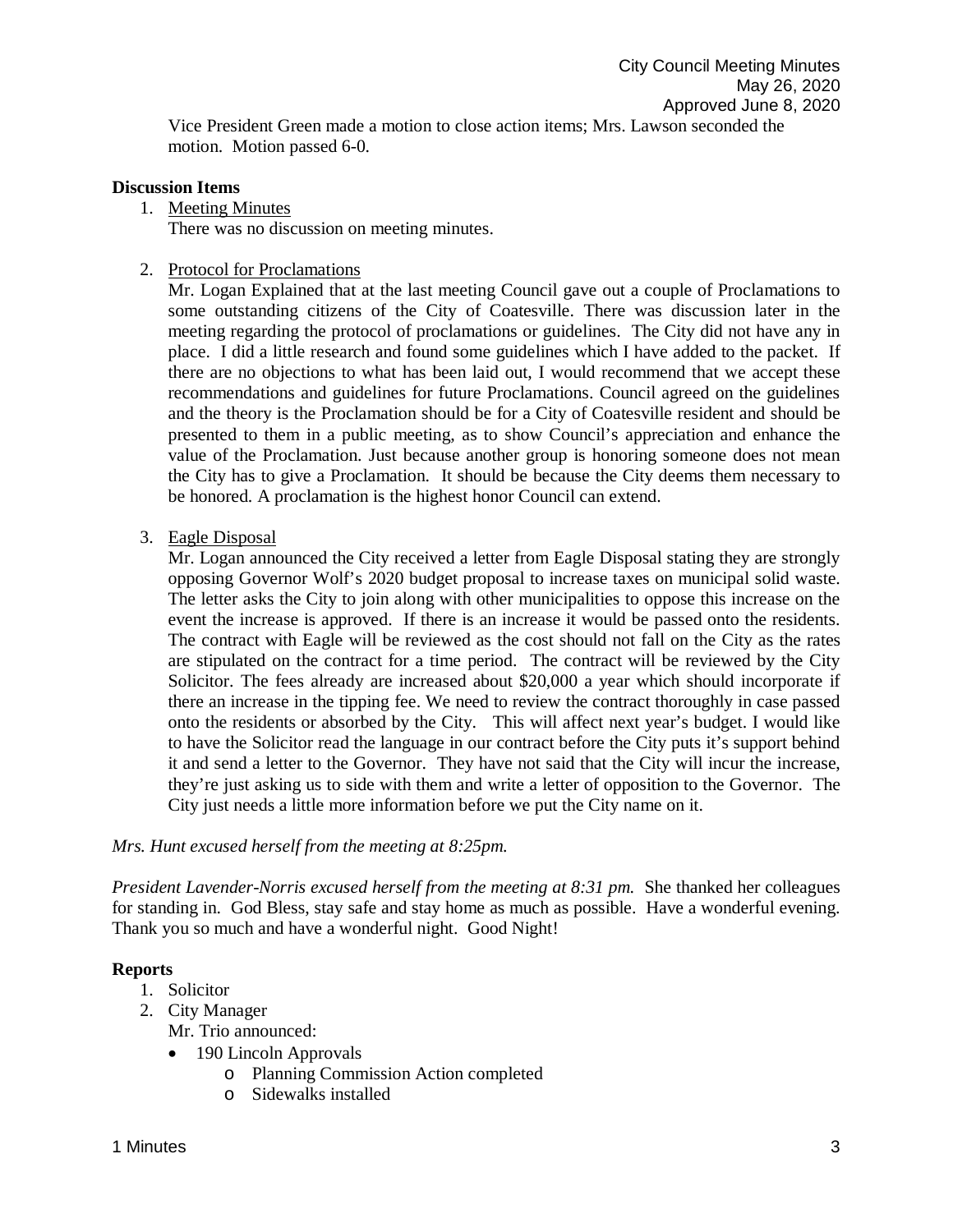Vice President Green made a motion to close action items; Mrs. Lawson seconded the motion. Motion passed 6-0.

**Discussion Items**

1. Meeting Minutes
   There was no discussion on meeting minutes.

2. Protocol for Proclamations
   Mr. Logan Explained that at the last meeting Council gave out a couple of Proclamations to some outstanding citizens of the City of Coatesville. There was discussion later in the meeting regarding the protocol of proclamations or guidelines. The City did not have any in place. I did a little research and found some guidelines which I have added to the packet. If there are no objections to what has been laid out, I would recommend that we accept these recommendations and guidelines for future Proclamations. Council agreed on the guidelines and the theory is the Proclamation should be for a City of Coatesville resident and should be presented to them in a public meeting, as to show Council's appreciation and enhance the value of the Proclamation. Just because another group is honoring someone does not mean the City has to give a Proclamation. It should be because the City deems them necessary to be honored. A proclamation is the highest honor Council can extend.

3. Eagle Disposal
   Mr. Logan announced the City received a letter from Eagle Disposal stating they are strongly opposing Governor Wolf's 2020 budget proposal to increase taxes on municipal solid waste. The letter asks the City to join along with other municipalities to oppose this increase on the event the increase is approved. If there is an increase it would be passed onto the residents. The contract with Eagle will be reviewed as the cost should not fall on the City as the rates are stipulated on the contract for a time period. The contract will be reviewed by the City Solicitor. The fees already are increased about $20,000 a year which should incorporate if there an increase in the tipping fee. We need to review the contract thoroughly in case passed onto the residents or absorbed by the City. This will affect next year's budget. I would like to have the Solicitor read the language in our contract before the City puts it's support behind it and send a letter to the Governor. They have not said that the City will incur the increase, they're just asking us to side with them and write a letter of opposition to the Governor. The City just needs a little more information before we put the City name on it.

*Mrs. Hunt excused herself from the meeting at 8:25pm.*

*President Lavender-Norris excused herself from the meeting at 8:31 pm.* She thanked her colleagues for standing in. God Bless, stay safe and stay home as much as possible. Have a wonderful evening. Thank you so much and have a wonderful night. Good Night!

**Reports**

1. Solicitor
2. City Manager
   Mr. Trio announced:
   - 190 Lincoln Approvals
     - Planning Commission Action completed
     - Sidewalks installed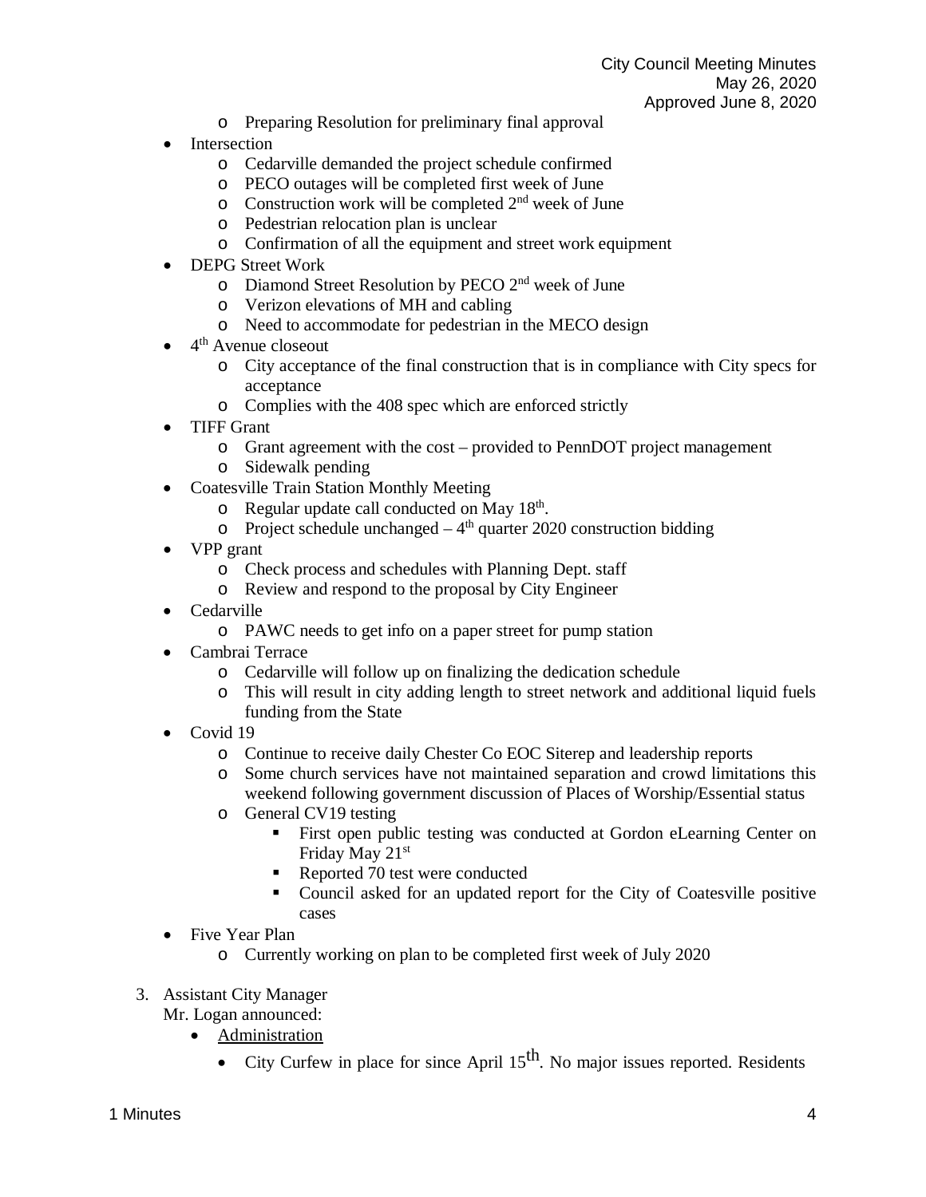- Preparing Resolution for preliminary final approval
- Intersection
  - Cedarville demanded the project schedule confirmed
  - PECO outages will be completed first week of June
  - Construction work will be completed 2nd week of June
  - Pedestrian relocation plan is unclear
  - Confirmation of all the equipment and street work equipment
- DEPG Street Work
  - Diamond Street Resolution by PECO 2nd week of June
  - Verizon elevations of MH and cabling
  - Need to accommodate for pedestrian in the MECO design
- 4th Avenue closeout
  - City acceptance of the final construction that is in compliance with City specs for acceptance
  - Complies with the 408 spec which are enforced strictly
- TIFF Grant
  - Grant agreement with the cost – provided to PennDOT project management
  - Sidewalk pending
- Coatesville Train Station Monthly Meeting
  - Regular update call conducted on May 18th.
  - Project schedule unchanged – 4th quarter 2020 construction bidding
- VPP grant
  - Check process and schedules with Planning Dept. staff
  - Review and respond to the proposal by City Engineer
- Cedarville
  - PAWC needs to get info on a paper street for pump station
- Cambrai Terrace
  - Cedarville will follow up on finalizing the dedication schedule
  - This will result in city adding length to street network and additional liquid fuels funding from the State
- Covid 19
  - Continue to receive daily Chester Co EOC Siterep and leadership reports
  - Some church services have not maintained separation and crowd limitations this weekend following government discussion of Places of Worship/Essential status
  - General CV19 testing
    - First open public testing was conducted at Gordon eLearning Center on Friday May 21st
    - Reported 70 test were conducted
    - Council asked for an updated report for the City of Coatesville positive cases
- Five Year Plan
  - Currently working on plan to be completed first week of July 2020

3. Assistant City Manager

   Mr. Logan announced:

   - Administration
     - City Curfew in place for since April 15th. No major issues reported. Residents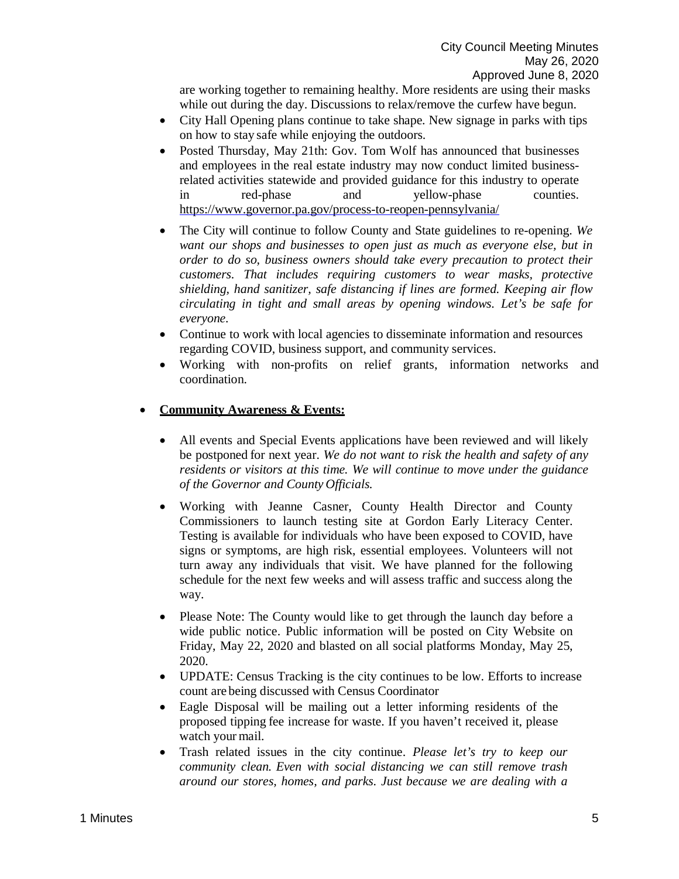are working together to remaining healthy. More residents are using their masks while out during the day. Discussions to relax/remove the curfew have begun.

- City Hall Opening plans continue to take shape. New signage in parks with tips on how to stay safe while enjoying the outdoors.
- Posted Thursday, May 21th: Gov. Tom Wolf has announced that businesses and employees in the real estate industry may now conduct limited business-related activities statewide and provided guidance for this industry to operate in red-phase and yellow-phase counties. https://www.governor.pa.gov/process-to-reopen-pennsylvania/
- The City will continue to follow County and State guidelines to re-opening. *We want our shops and businesses to open just as much as everyone else, but in order to do so, business owners should take every precaution to protect their customers. That includes requiring customers to wear masks, protective shielding, hand sanitizer, safe distancing if lines are formed. Keeping air flow circulating in tight and small areas by opening windows. Let's be safe for everyone.*
- Continue to work with local agencies to disseminate information and resources regarding COVID, business support, and community services.
- Working with non-profits on relief grants, information networks and coordination.

- **Community Awareness & Events:**

  - All events and Special Events applications have been reviewed and will likely be postponed for next year. *We do not want to risk the health and safety of any residents or visitors at this time. We will continue to move under the guidance of the Governor and County Officials.*
  - Working with Jeanne Casner, County Health Director and County Commissioners to launch testing site at Gordon Early Literacy Center. Testing is available for individuals who have been exposed to COVID, have signs or symptoms, are high risk, essential employees. Volunteers will not turn away any individuals that visit. We have planned for the following schedule for the next few weeks and will assess traffic and success along the way.
  - Please Note: The County would like to get through the launch day before a wide public notice. Public information will be posted on City Website on Friday, May 22, 2020 and blasted on all social platforms Monday, May 25, 2020.
  - UPDATE: Census Tracking is the city continues to be low. Efforts to increase count are being discussed with Census Coordinator
  - Eagle Disposal will be mailing out a letter informing residents of the proposed tipping fee increase for waste. If you haven't received it, please watch your mail.
  - Trash related issues in the city continue. *Please let's try to keep our community clean. Even with social distancing we can still remove trash around our stores, homes, and parks. Just because we are dealing with a*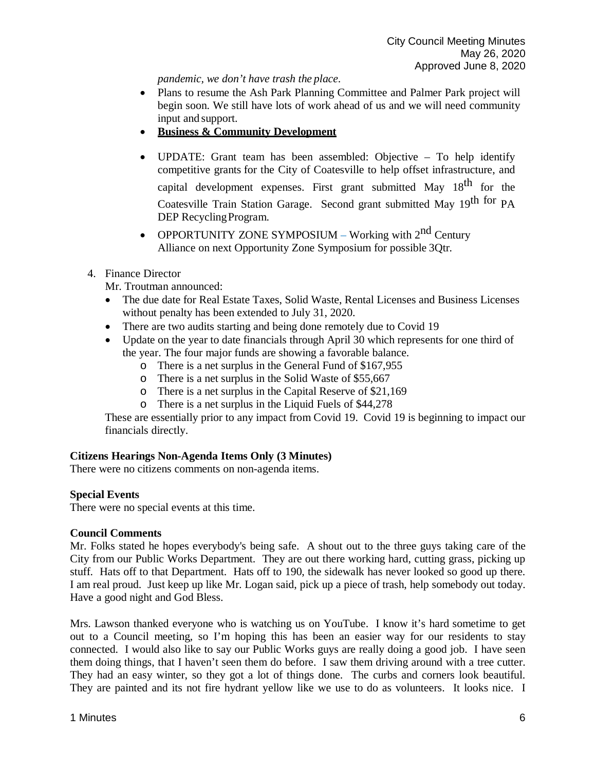*pandemic, we don't have trash the place.*

- Plans to resume the Ash Park Planning Committee and Palmer Park project will begin soon. We still have lots of work ahead of us and we will need community input and support.
- **Business & Community Development**
- UPDATE: Grant team has been assembled: Objective – To help identify competitive grants for the City of Coatesville to help offset infrastructure, and capital development expenses. First grant submitted May 18th for the Coatesville Train Station Garage. Second grant submitted May 19th for PA DEP Recycling Program.
- OPPORTUNITY ZONE SYMPOSIUM – Working with 2nd Century Alliance on next Opportunity Zone Symposium for possible 3Qtr.

4. Finance Director
   Mr. Troutman announced:
   - The due date for Real Estate Taxes, Solid Waste, Rental Licenses and Business Licenses without penalty has been extended to July 31, 2020.
   - There are two audits starting and being done remotely due to Covid 19
   - Update on the year to date financials through April 30 which represents for one third of the year. The four major funds are showing a favorable balance.
     - There is a net surplus in the General Fund of $167,955
     - There is a net surplus in the Solid Waste of $55,667
     - There is a net surplus in the Capital Reserve of $21,169
     - There is a net surplus in the Liquid Fuels of $44,278

   These are essentially prior to any impact from Covid 19. Covid 19 is beginning to impact our financials directly.

**Citizens Hearings Non-Agenda Items Only (3 Minutes)**
There were no citizens comments on non-agenda items.

**Special Events**
There were no special events at this time.

**Council Comments**
Mr. Folks stated he hopes everybody's being safe. A shout out to the three guys taking care of the City from our Public Works Department. They are out there working hard, cutting grass, picking up stuff. Hats off to that Department. Hats off to 190, the sidewalk has never looked so good up there. I am real proud. Just keep up like Mr. Logan said, pick up a piece of trash, help somebody out today. Have a good night and God Bless.

Mrs. Lawson thanked everyone who is watching us on YouTube. I know it's hard sometime to get out to a Council meeting, so I'm hoping this has been an easier way for our residents to stay connected. I would also like to say our Public Works guys are really doing a good job. I have seen them doing things, that I haven't seen them do before. I saw them driving around with a tree cutter. They had an easy winter, so they got a lot of things done. The curbs and corners look beautiful. They are painted and its not fire hydrant yellow like we use to do as volunteers. It looks nice. I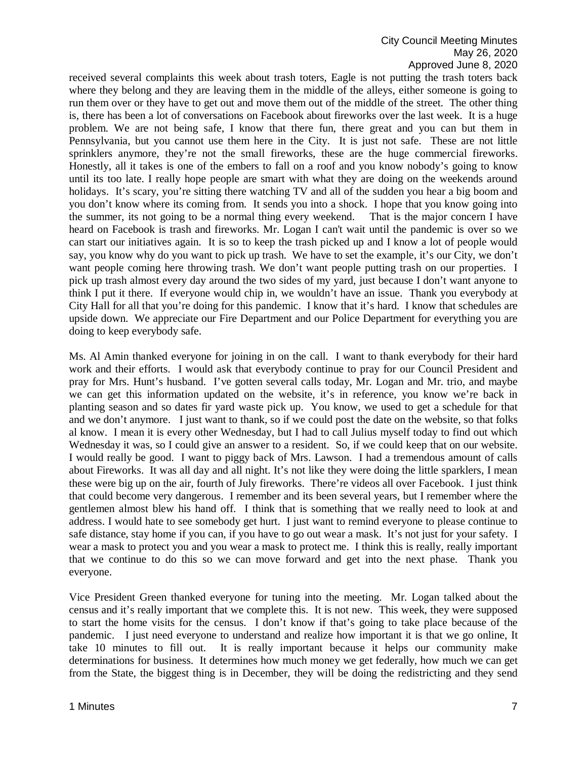received several complaints this week about trash toters, Eagle is not putting the trash toters back where they belong and they are leaving them in the middle of the alleys, either someone is going to run them over or they have to get out and move them out of the middle of the street. The other thing is, there has been a lot of conversations on Facebook about fireworks over the last week. It is a huge problem. We are not being safe, I know that there fun, there great and you can but them in Pennsylvania, but you cannot use them here in the City. It is just not safe. These are not little sprinklers anymore, they're not the small fireworks, these are the huge commercial fireworks. Honestly, all it takes is one of the embers to fall on a roof and you know nobody's going to know until its too late. I really hope people are smart with what they are doing on the weekends around holidays. It's scary, you're sitting there watching TV and all of the sudden you hear a big boom and you don't know where its coming from. It sends you into a shock. I hope that you know going into the summer, its not going to be a normal thing every weekend. That is the major concern I have heard on Facebook is trash and fireworks. Mr. Logan I can't wait until the pandemic is over so we can start our initiatives again. It is so to keep the trash picked up and I know a lot of people would say, you know why do you want to pick up trash. We have to set the example, it's our City, we don't want people coming here throwing trash. We don't want people putting trash on our properties. I pick up trash almost every day around the two sides of my yard, just because I don't want anyone to think I put it there. If everyone would chip in, we wouldn't have an issue. Thank you everybody at City Hall for all that you're doing for this pandemic. I know that it's hard. I know that schedules are upside down. We appreciate our Fire Department and our Police Department for everything you are doing to keep everybody safe.

Ms. Al Amin thanked everyone for joining in on the call. I want to thank everybody for their hard work and their efforts. I would ask that everybody continue to pray for our Council President and pray for Mrs. Hunt's husband. I've gotten several calls today, Mr. Logan and Mr. trio, and maybe we can get this information updated on the website, it's in reference, you know we're back in planting season and so dates fir yard waste pick up. You know, we used to get a schedule for that and we don't anymore. I just want to thank, so if we could post the date on the website, so that folks al know. I mean it is every other Wednesday, but I had to call Julius myself today to find out which Wednesday it was, so I could give an answer to a resident. So, if we could keep that on our website. I would really be good. I want to piggy back of Mrs. Lawson. I had a tremendous amount of calls about Fireworks. It was all day and all night. It's not like they were doing the little sparklers, I mean these were big up on the air, fourth of July fireworks. There're videos all over Facebook. I just think that could become very dangerous. I remember and its been several years, but I remember where the gentlemen almost blew his hand off. I think that is something that we really need to look at and address. I would hate to see somebody get hurt. I just want to remind everyone to please continue to safe distance, stay home if you can, if you have to go out wear a mask. It's not just for your safety. I wear a mask to protect you and you wear a mask to protect me. I think this is really, really important that we continue to do this so we can move forward and get into the next phase. Thank you everyone.

Vice President Green thanked everyone for tuning into the meeting. Mr. Logan talked about the census and it's really important that we complete this. It is not new. This week, they were supposed to start the home visits for the census. I don't know if that's going to take place because of the pandemic. I just need everyone to understand and realize how important it is that we go online, It take 10 minutes to fill out. It is really important because it helps our community make determinations for business. It determines how much money we get federally, how much we can get from the State, the biggest thing is in December, they will be doing the redistricting and they send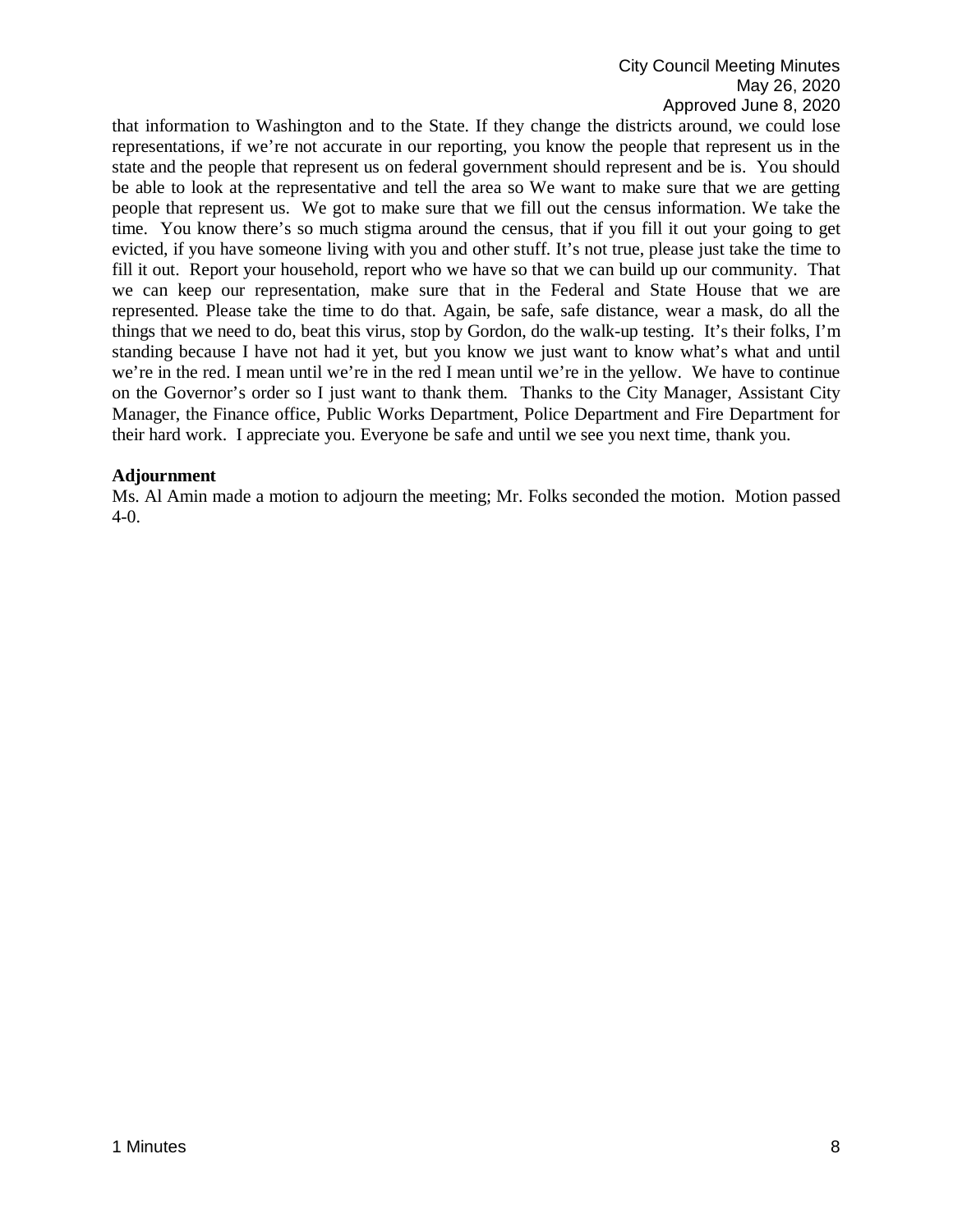that information to Washington and to the State. If they change the districts around, we could lose representations, if we're not accurate in our reporting, you know the people that represent us in the state and the people that represent us on federal government should represent and be is. You should be able to look at the representative and tell the area so We want to make sure that we are getting people that represent us. We got to make sure that we fill out the census information. We take the time. You know there's so much stigma around the census, that if you fill it out your going to get evicted, if you have someone living with you and other stuff. It's not true, please just take the time to fill it out. Report your household, report who we have so that we can build up our community. That we can keep our representation, make sure that in the Federal and State House that we are represented. Please take the time to do that. Again, be safe, safe distance, wear a mask, do all the things that we need to do, beat this virus, stop by Gordon, do the walk-up testing. It's their folks, I'm standing because I have not had it yet, but you know we just want to know what's what and until we're in the red. I mean until we're in the red I mean until we're in the yellow. We have to continue on the Governor's order so I just want to thank them. Thanks to the City Manager, Assistant City Manager, the Finance office, Public Works Department, Police Department and Fire Department for their hard work. I appreciate you. Everyone be safe and until we see you next time, thank you.

**Adjournment**

Ms. Al Amin made a motion to adjourn the meeting; Mr. Folks seconded the motion. Motion passed 4-0.